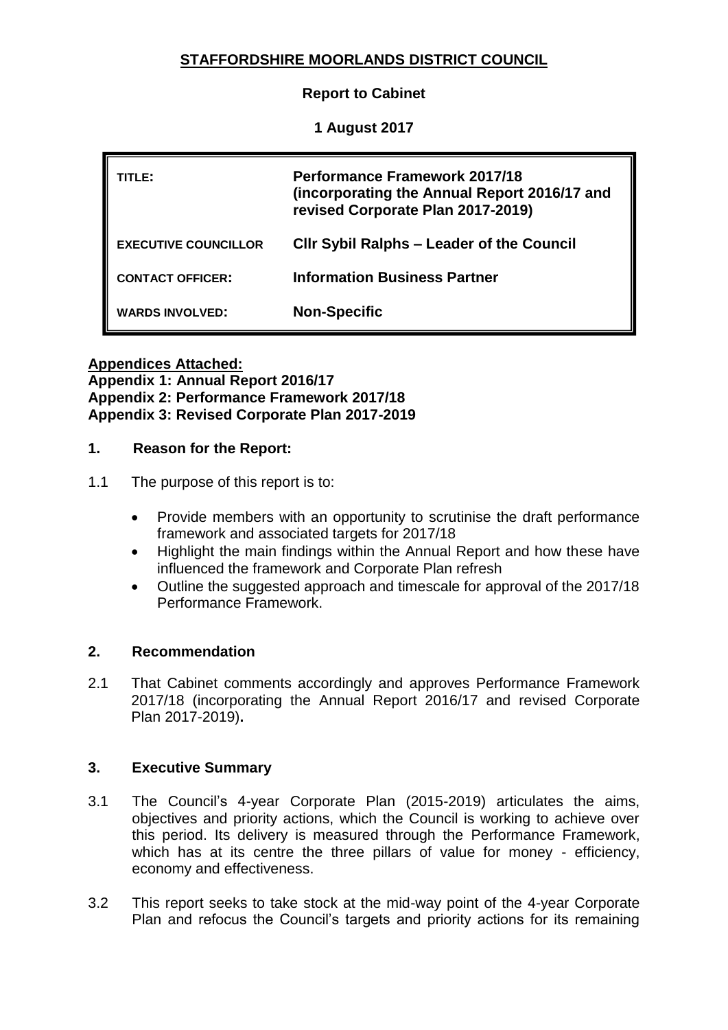# STAFFORDSHIRE MOORLANDS DISTRICT COUNCIL

**Report to Cabinet**

**1 August 2017**

| | |
|---|---|
| **TITLE:** | **Performance Framework 2017/18 (incorporating the Annual Report 2016/17 and revised Corporate Plan 2017-2019)** |
| **EXECUTIVE COUNCILLOR** | **Cllr Sybil Ralphs – Leader of the Council** |
| **CONTACT OFFICER:** | **Information Business Partner** |
| **WARDS INVOLVED:** | **Non-Specific** |

**Appendices Attached:**
**Appendix 1: Annual Report 2016/17**
**Appendix 2: Performance Framework 2017/18**
**Appendix 3: Revised Corporate Plan 2017-2019**

## 1. Reason for the Report:

1.1 The purpose of this report is to:

- Provide members with an opportunity to scrutinise the draft performance framework and associated targets for 2017/18
- Highlight the main findings within the Annual Report and how these have influenced the framework and Corporate Plan refresh
- Outline the suggested approach and timescale for approval of the 2017/18 Performance Framework.

## 2. Recommendation

2.1 That Cabinet comments accordingly and approves Performance Framework 2017/18 (incorporating the Annual Report 2016/17 and revised Corporate Plan 2017-2019)**.**

## 3. Executive Summary

3.1 The Council's 4-year Corporate Plan (2015-2019) articulates the aims, objectives and priority actions, which the Council is working to achieve over this period. Its delivery is measured through the Performance Framework, which has at its centre the three pillars of value for money - efficiency, economy and effectiveness.

3.2 This report seeks to take stock at the mid-way point of the 4-year Corporate Plan and refocus the Council's targets and priority actions for its remaining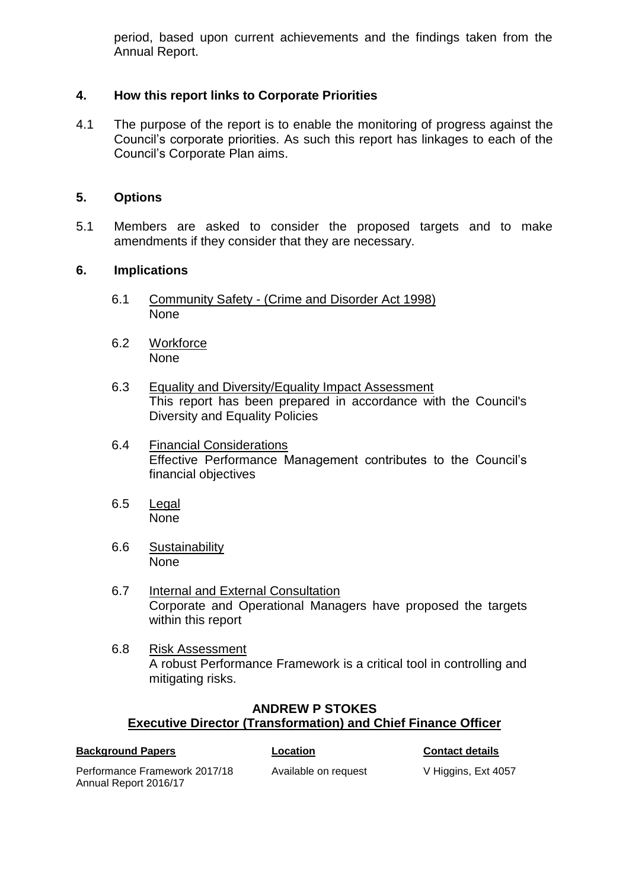period, based upon current achievements and the findings taken from the Annual Report.

## 4. How this report links to Corporate Priorities

4.1 The purpose of the report is to enable the monitoring of progress against the Council's corporate priorities. As such this report has linkages to each of the Council's Corporate Plan aims.

## 5. Options

5.1 Members are asked to consider the proposed targets and to make amendments if they consider that they are necessary.

## 6. Implications

6.1 Community Safety - (Crime and Disorder Act 1998)
None

6.2 Workforce
None

6.3 Equality and Diversity/Equality Impact Assessment
This report has been prepared in accordance with the Council's Diversity and Equality Policies

6.4 Financial Considerations
Effective Performance Management contributes to the Council's financial objectives

6.5 Legal
None

6.6 Sustainability
None

6.7 Internal and External Consultation
Corporate and Operational Managers have proposed the targets within this report

6.8 Risk Assessment
A robust Performance Framework is a critical tool in controlling and mitigating risks.

**ANDREW P STOKES**
**Executive Director (Transformation) and Chief Finance Officer**

| Background Papers | Location | Contact details |
|---|---|---|
| Performance Framework 2017/18<br>Annual Report 2016/17 | Available on request | V Higgins, Ext 4057 |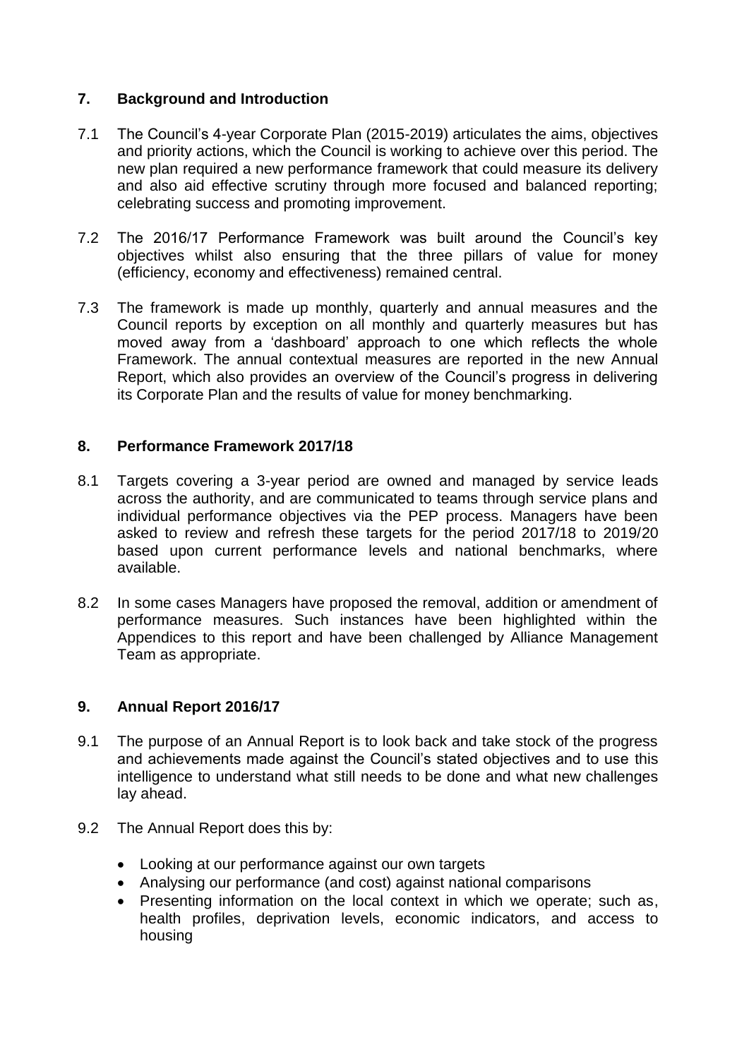## 7. Background and Introduction

7.1 The Council's 4-year Corporate Plan (2015-2019) articulates the aims, objectives and priority actions, which the Council is working to achieve over this period. The new plan required a new performance framework that could measure its delivery and also aid effective scrutiny through more focused and balanced reporting; celebrating success and promoting improvement.

7.2 The 2016/17 Performance Framework was built around the Council's key objectives whilst also ensuring that the three pillars of value for money (efficiency, economy and effectiveness) remained central.

7.3 The framework is made up monthly, quarterly and annual measures and the Council reports by exception on all monthly and quarterly measures but has moved away from a 'dashboard' approach to one which reflects the whole Framework. The annual contextual measures are reported in the new Annual Report, which also provides an overview of the Council's progress in delivering its Corporate Plan and the results of value for money benchmarking.

## 8. Performance Framework 2017/18

8.1 Targets covering a 3-year period are owned and managed by service leads across the authority, and are communicated to teams through service plans and individual performance objectives via the PEP process. Managers have been asked to review and refresh these targets for the period 2017/18 to 2019/20 based upon current performance levels and national benchmarks, where available.

8.2 In some cases Managers have proposed the removal, addition or amendment of performance measures. Such instances have been highlighted within the Appendices to this report and have been challenged by Alliance Management Team as appropriate.

## 9. Annual Report 2016/17

9.1 The purpose of an Annual Report is to look back and take stock of the progress and achievements made against the Council's stated objectives and to use this intelligence to understand what still needs to be done and what new challenges lay ahead.

9.2 The Annual Report does this by:

- Looking at our performance against our own targets
- Analysing our performance (and cost) against national comparisons
- Presenting information on the local context in which we operate; such as, health profiles, deprivation levels, economic indicators, and access to housing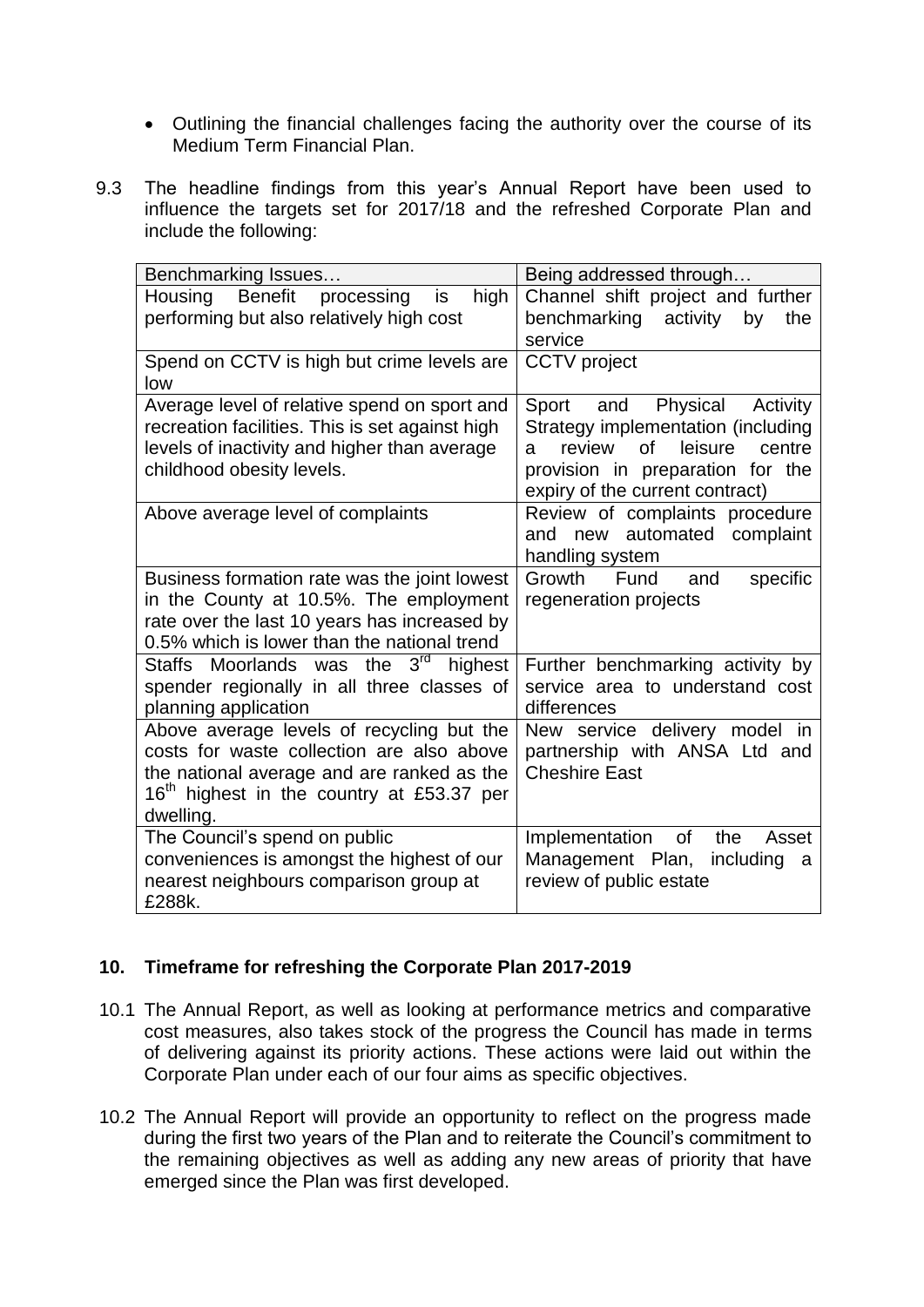- Outlining the financial challenges facing the authority over the course of its Medium Term Financial Plan.

9.3 The headline findings from this year's Annual Report have been used to influence the targets set for 2017/18 and the refreshed Corporate Plan and include the following:

| Benchmarking Issues… | Being addressed through… |
|---|---|
| Housing Benefit processing is high performing but also relatively high cost | Channel shift project and further benchmarking activity by the service |
| Spend on CCTV is high but crime levels are low | CCTV project |
| Average level of relative spend on sport and recreation facilities. This is set against high levels of inactivity and higher than average childhood obesity levels. | Sport and Physical Activity Strategy implementation (including a review of leisure centre provision in preparation for the expiry of the current contract) |
| Above average level of complaints | Review of complaints procedure and new automated complaint handling system |
| Business formation rate was the joint lowest in the County at 10.5%. The employment rate over the last 10 years has increased by 0.5% which is lower than the national trend | Growth Fund and specific regeneration projects |
| Staffs Moorlands was the 3rd highest spender regionally in all three classes of planning application | Further benchmarking activity by service area to understand cost differences |
| Above average levels of recycling but the costs for waste collection are also above the national average and are ranked as the 16th highest in the country at £53.37 per dwelling. | New service delivery model in partnership with ANSA Ltd and Cheshire East |
| The Council's spend on public conveniences is amongst the highest of our nearest neighbours comparison group at £288k. | Implementation of the Asset Management Plan, including a review of public estate |

## 10. Timeframe for refreshing the Corporate Plan 2017-2019

10.1 The Annual Report, as well as looking at performance metrics and comparative cost measures, also takes stock of the progress the Council has made in terms of delivering against its priority actions. These actions were laid out within the Corporate Plan under each of our four aims as specific objectives.

10.2 The Annual Report will provide an opportunity to reflect on the progress made during the first two years of the Plan and to reiterate the Council's commitment to the remaining objectives as well as adding any new areas of priority that have emerged since the Plan was first developed.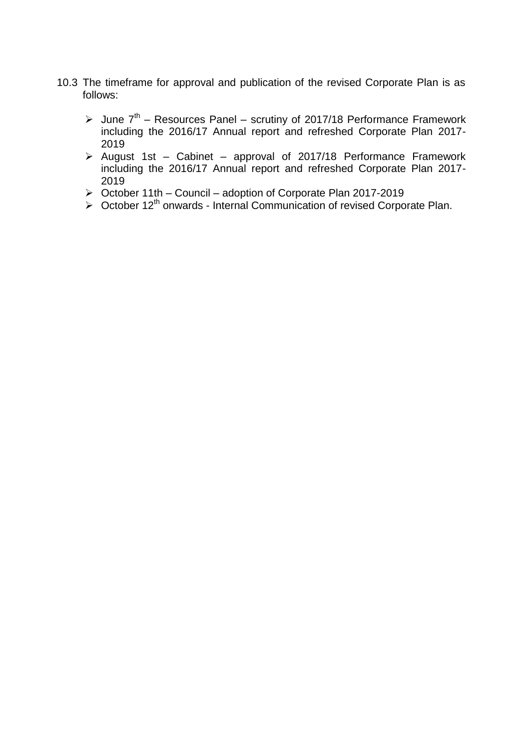10.3 The timeframe for approval and publication of the revised Corporate Plan is as follows:

- June 7th – Resources Panel – scrutiny of 2017/18 Performance Framework including the 2016/17 Annual report and refreshed Corporate Plan 2017-2019
- August 1st – Cabinet – approval of 2017/18 Performance Framework including the 2016/17 Annual report and refreshed Corporate Plan 2017-2019
- October 11th – Council – adoption of Corporate Plan 2017-2019
- October 12th onwards - Internal Communication of revised Corporate Plan.